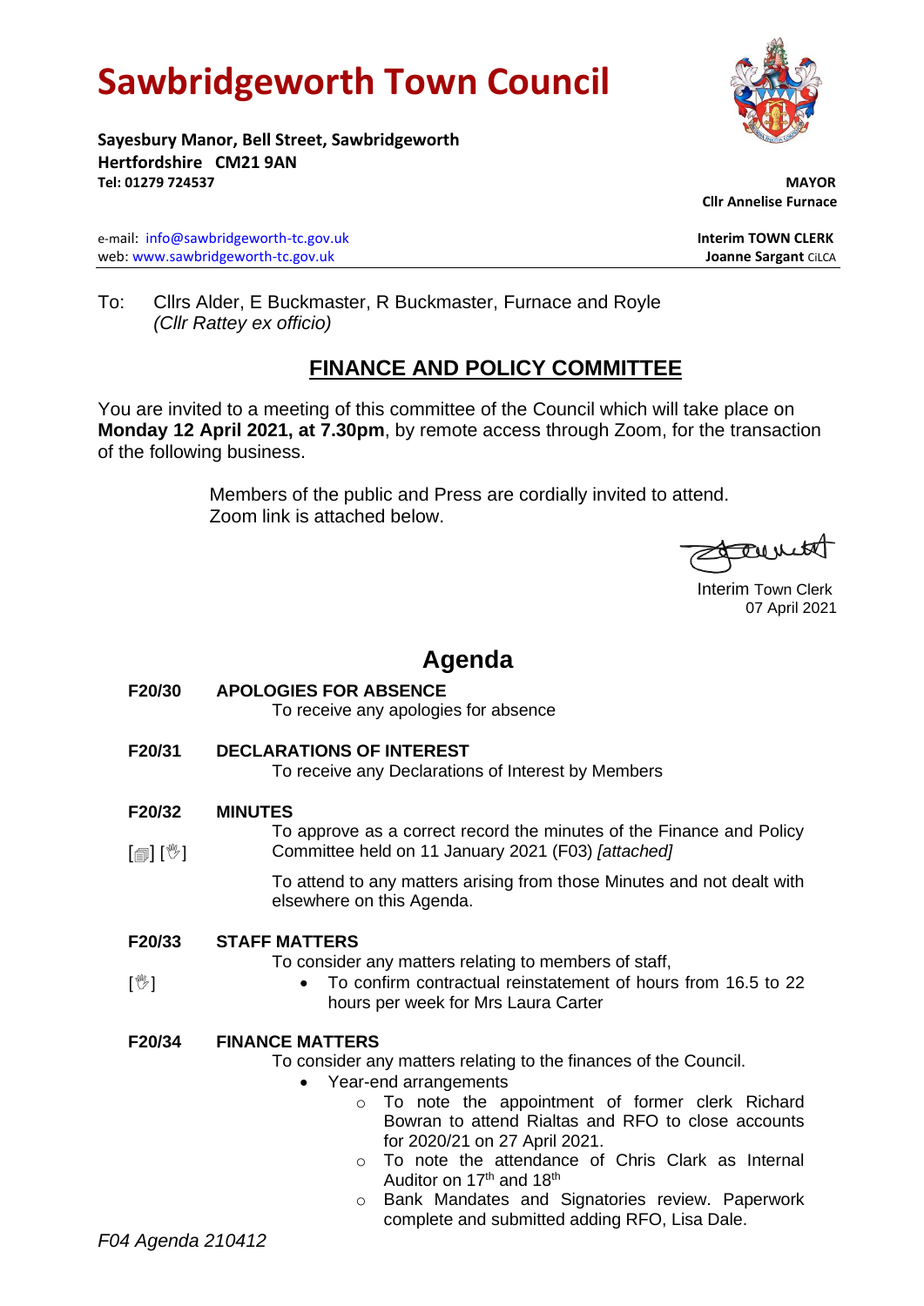# Sawbridgeworth Town Council

**Sayesbury Manor, Bell Street, Sawbridgeworth**
**Hertfordshire CM21 9AN**
**Tel: 01279 724537**

**MAYOR**
**Cllr Annelise Furnace**

e-mail: info@sawbridgeworth-tc.gov.uk
web: www.sawbridgeworth-tc.gov.uk

**Interim TOWN CLERK**
**Joanne Sargant** CiLCA

To: Cllrs Alder, E Buckmaster, R Buckmaster, Furnace and Royle
*(Cllr Rattey ex officio)*

## FINANCE AND POLICY COMMITTEE

You are invited to a meeting of this committee of the Council which will take place on **Monday 12 April 2021, at 7.30pm**, by remote access through Zoom, for the transaction of the following business.

Members of the public and Press are cordially invited to attend.
Zoom link is attached below.

Interim Town Clerk
07 April 2021

## Agenda

**F20/30 APOLOGIES FOR ABSENCE**

To receive any apologies for absence

**F20/31 DECLARATIONS OF INTEREST**

To receive any Declarations of Interest by Members

**F20/32 MINUTES**

[📄] [✋] To approve as a correct record the minutes of the Finance and Policy Committee held on 11 January 2021 (F03) *[attached]*

To attend to any matters arising from those Minutes and not dealt with elsewhere on this Agenda.

**F20/33 STAFF MATTERS**

To consider any matters relating to members of staff,

[✋]
- To confirm contractual reinstatement of hours from 16.5 to 22 hours per week for Mrs Laura Carter

**F20/34 FINANCE MATTERS**

To consider any matters relating to the finances of the Council.

- Year-end arrangements
  - To note the appointment of former clerk Richard Bowran to attend Rialtas and RFO to close accounts for 2020/21 on 27 April 2021.
  - To note the attendance of Chris Clark as Internal Auditor on 17th and 18th
  - Bank Mandates and Signatories review. Paperwork complete and submitted adding RFO, Lisa Dale.

*F04 Agenda 210412*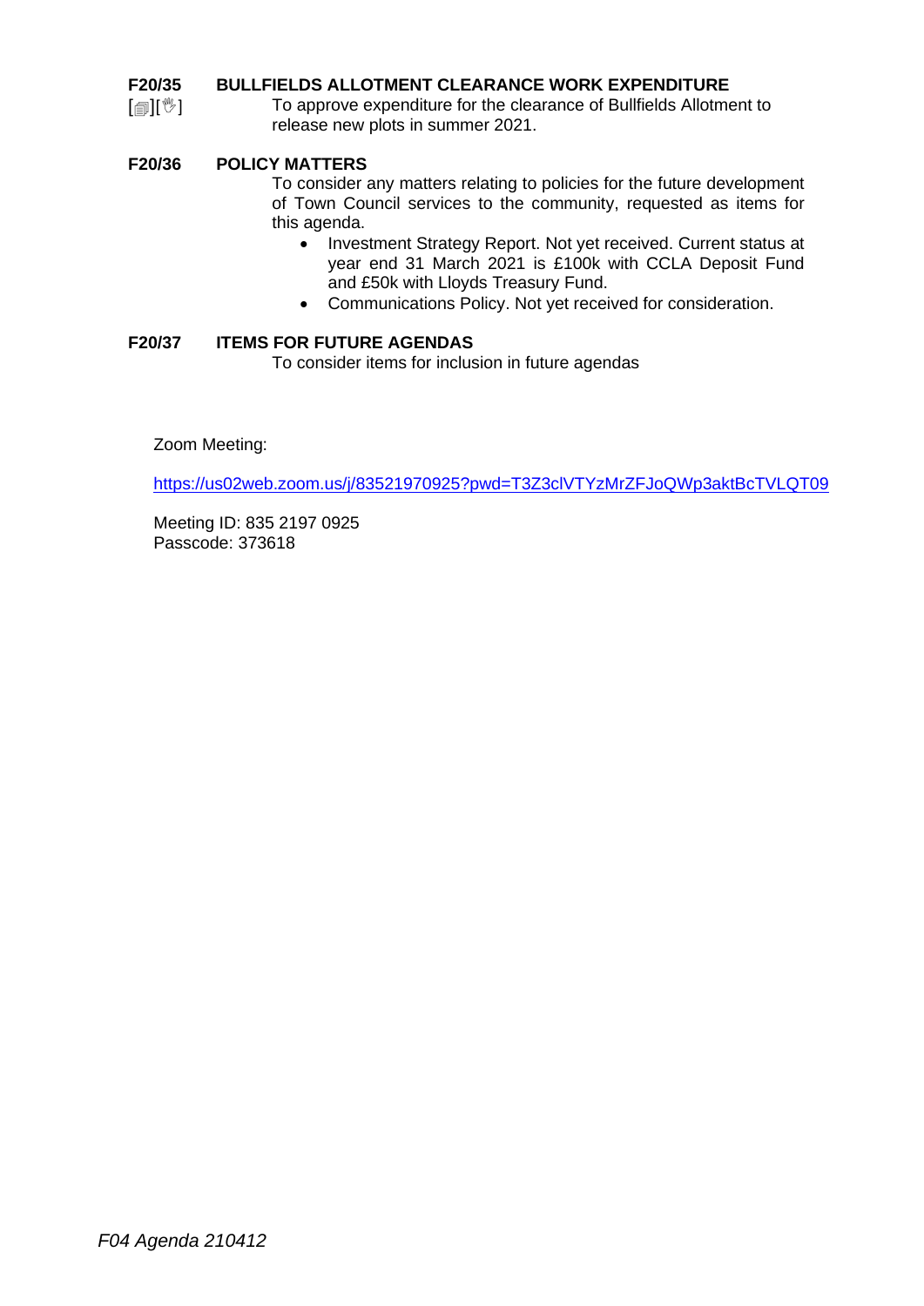**F20/35 BULLFIELDS ALLOTMENT CLEARANCE WORK EXPENDITURE**

[🗐][✋] To approve expenditure for the clearance of Bullfields Allotment to release new plots in summer 2021.

**F20/36 POLICY MATTERS**

To consider any matters relating to policies for the future development of Town Council services to the community, requested as items for this agenda.

- Investment Strategy Report. Not yet received. Current status at year end 31 March 2021 is £100k with CCLA Deposit Fund and £50k with Lloyds Treasury Fund.
- Communications Policy. Not yet received for consideration.

**F20/37 ITEMS FOR FUTURE AGENDAS**

To consider items for inclusion in future agendas

Zoom Meeting:

https://us02web.zoom.us/j/83521970925?pwd=T3Z3clVTYzMrZFJoQWp3aktBcTVLQT09

Meeting ID: 835 2197 0925
Passcode: 373618